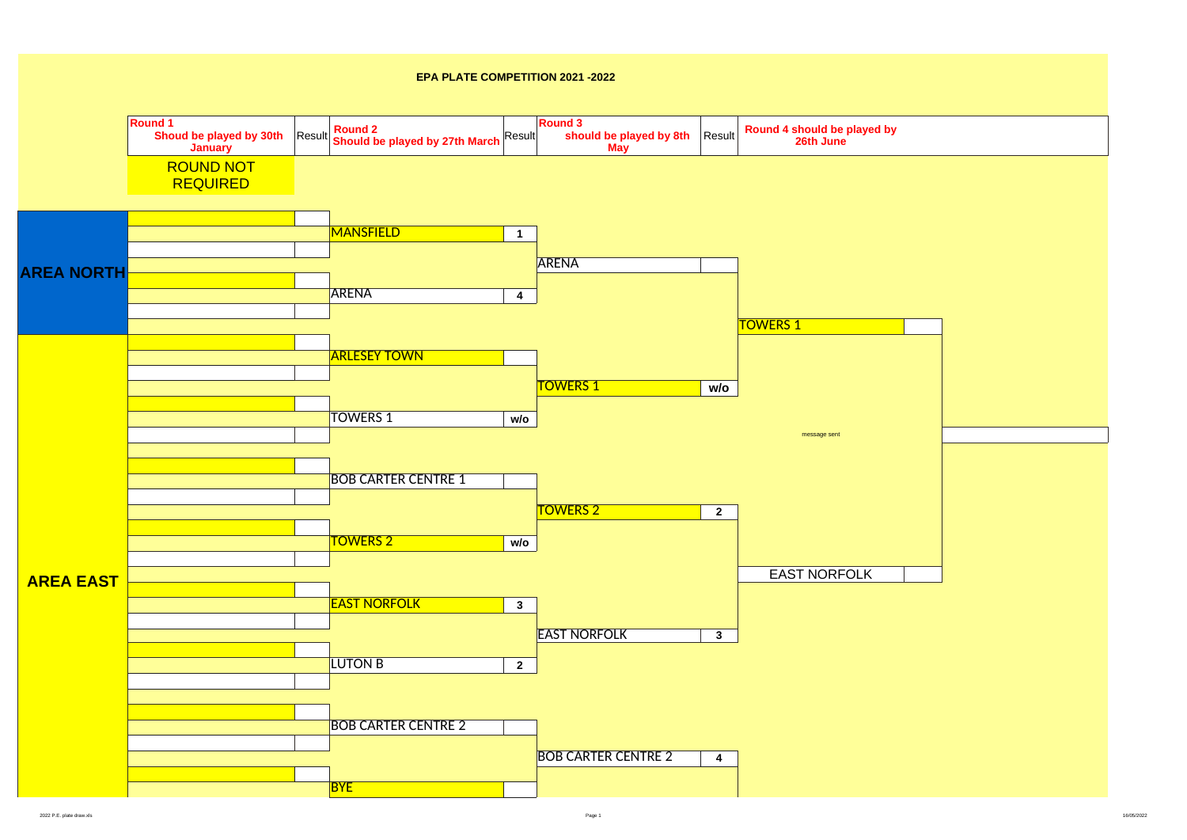**EPA PLATE COMPETITION 2021 -2022**

| | Round 1 Shoud be played by 30th January | Result | Round 2 Should be played by 27th March | Result | Round 3 should be played by 8th May | Result | Round 4 should be played by 26th June | |
|---|---|---|---|---|---|---|---|---|
| | ROUND NOT REQUIRED | | | | | | | |
| AREA NORTH | | | MANSFIELD | 1 | | | | |
| | | | | | ARENA | | | |
| | | | ARENA | 4 | | | | |
| | | | | | | | TOWERS 1 | |
| AREA EAST | | | ARLESEY TOWN | | | | | |
| | | | | | TOWERS 1 | w/o | | |
| | | | TOWERS 1 | w/o | | | | |
| | | | | | | | message sent | |
| | | | BOB CARTER CENTRE 1 | | | | | |
| | | | | | TOWERS 2 | 2 | | |
| | | | TOWERS 2 | w/o | | | | |
| | | | | | | | EAST NORFOLK | |
| | | | EAST NORFOLK | 3 | | | | |
| | | | | | EAST NORFOLK | 3 | | |
| | | | LUTON B | 2 | | | | |
| | | | BOB CARTER CENTRE 2 | | | | | |
| | | | | | BOB CARTER CENTRE 2 | 4 | | |
| | | | BYE | | | | | |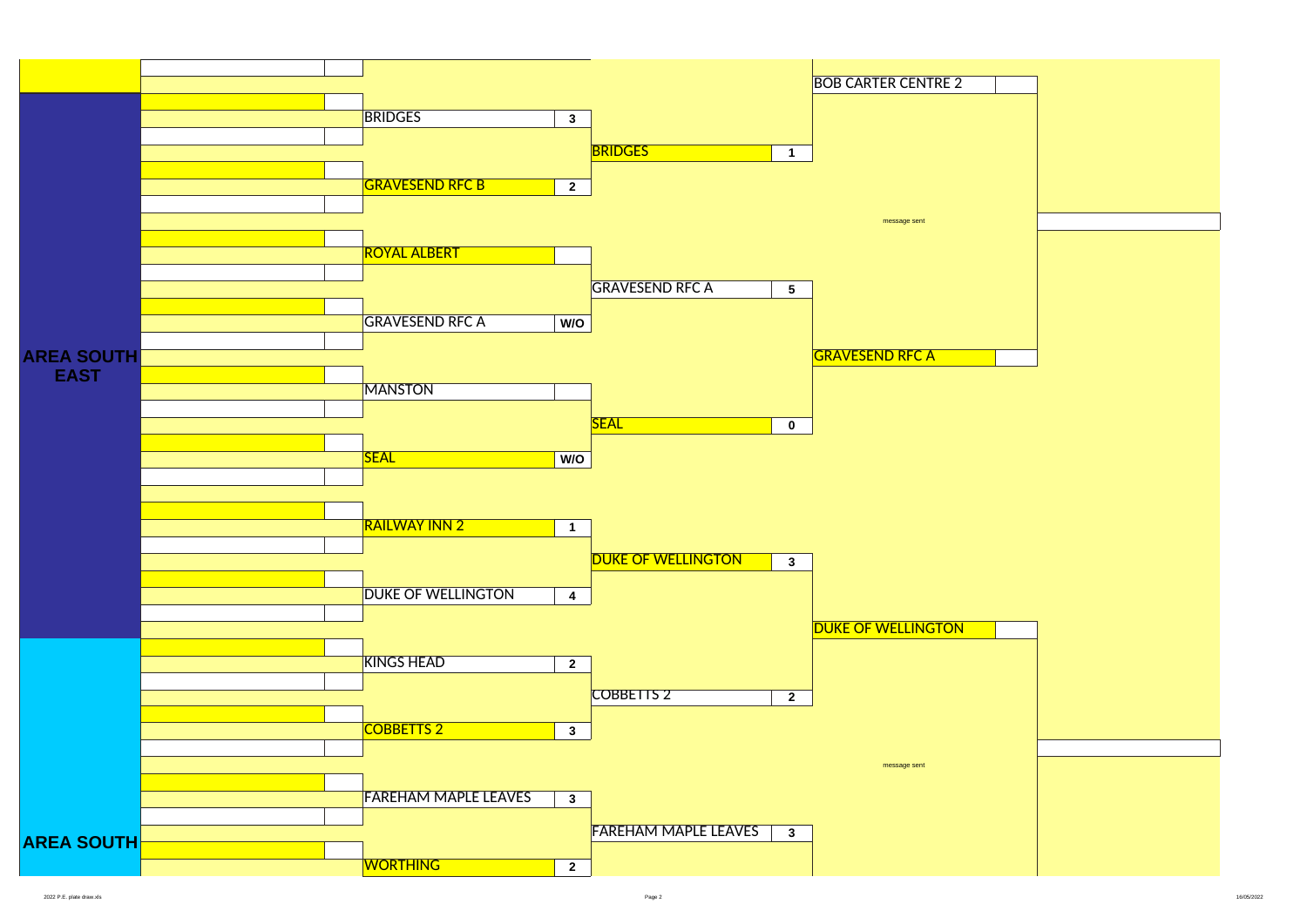## AREA SOUTH EAST

| Round 1 | Score | Round 2 | Score | Round 3 | Score |
|---|---|---|---|---|---|
| | | | | BOB CARTER CENTRE 2 | |
| BRIDGES | 3 | BRIDGES | 1 | | |
| GRAVESEND RFC B | 2 | | | | |
| | | | | message sent | |
| ROYAL ALBERT | | GRAVESEND RFC A | 5 | | |
| GRAVESEND RFC A | W/O | | | GRAVESEND RFC A | |
| MANSTON | | SEAL | 0 | | |
| SEAL | W/O | | | | |
| RAILWAY INN 2 | 1 | DUKE OF WELLINGTON | 3 | | |
| DUKE OF WELLINGTON | 4 | | | DUKE OF WELLINGTON | |

## AREA SOUTH

| Round 1 | Score | Round 2 | Score | Round 3 | Score |
|---|---|---|---|---|---|
| KINGS HEAD | 2 | COBBETTS 2 | 2 | | |
| COBBETTS 2 | 3 | | | | |
| | | | | message sent | |
| FAREHAM MAPLE LEAVES | 3 | FAREHAM MAPLE LEAVES | 3 | | |
| WORTHING | 2 | | | | |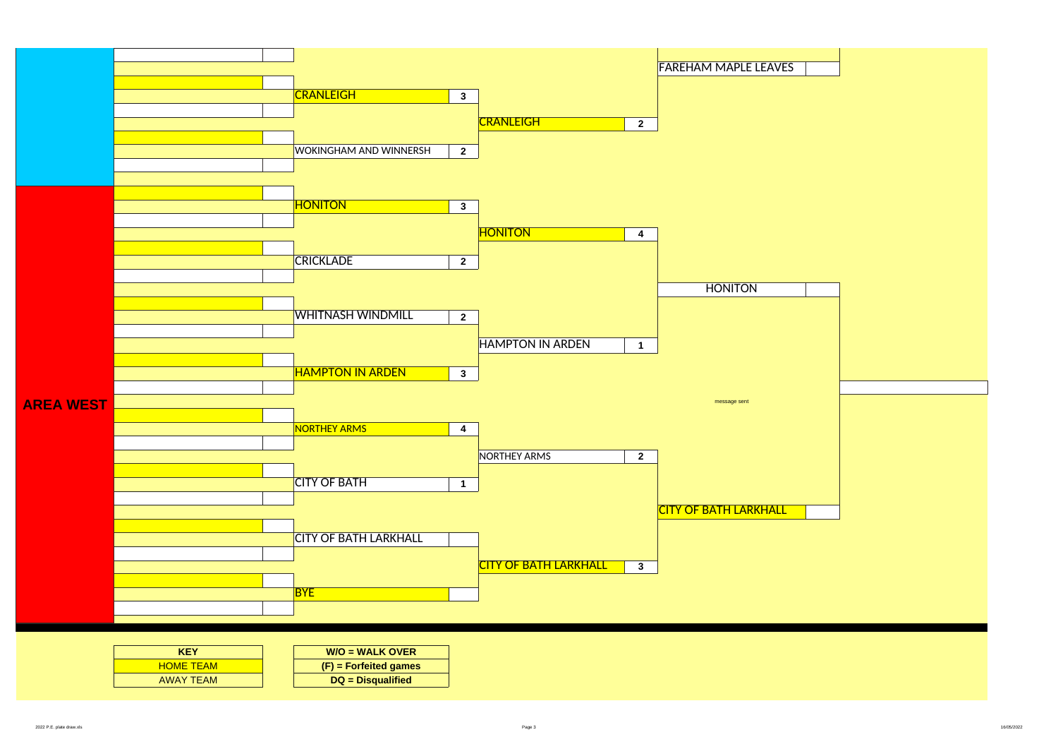**AREA WEST**

| Round 1 | Score | Round 2 | Score | Round 3 | Score |
|---|---|---|---|---|---|
| CRANLEIGH | 3 | CRANLEIGH | 2 | FAREHAM MAPLE LEAVES | |
| WOKINGHAM AND WINNERSH | 2 | | | | |
| HONITON | 3 | HONITON | 4 | HONITON | |
| CRICKLADE | 2 | | | | |
| WHITNASH WINDMILL | 2 | HAMPTON IN ARDEN | 1 | | |
| HAMPTON IN ARDEN | 3 | | | | |
| NORTHEY ARMS | 4 | NORTHEY ARMS | 2 | CITY OF BATH LARKHALL | |
| CITY OF BATH | 1 | | | | |
| CITY OF BATH LARKHALL | | CITY OF BATH LARKHALL | 3 | | |
| BYE | | | | | |

message sent

| KEY |
|---|
| HOME TEAM |
| AWAY TEAM |

| |
|---|
| W/O = WALK OVER |
| (F) = Forfeited games |
| DQ = Disqualified |

2022 P.E. plate draw.xls

16/05/2022